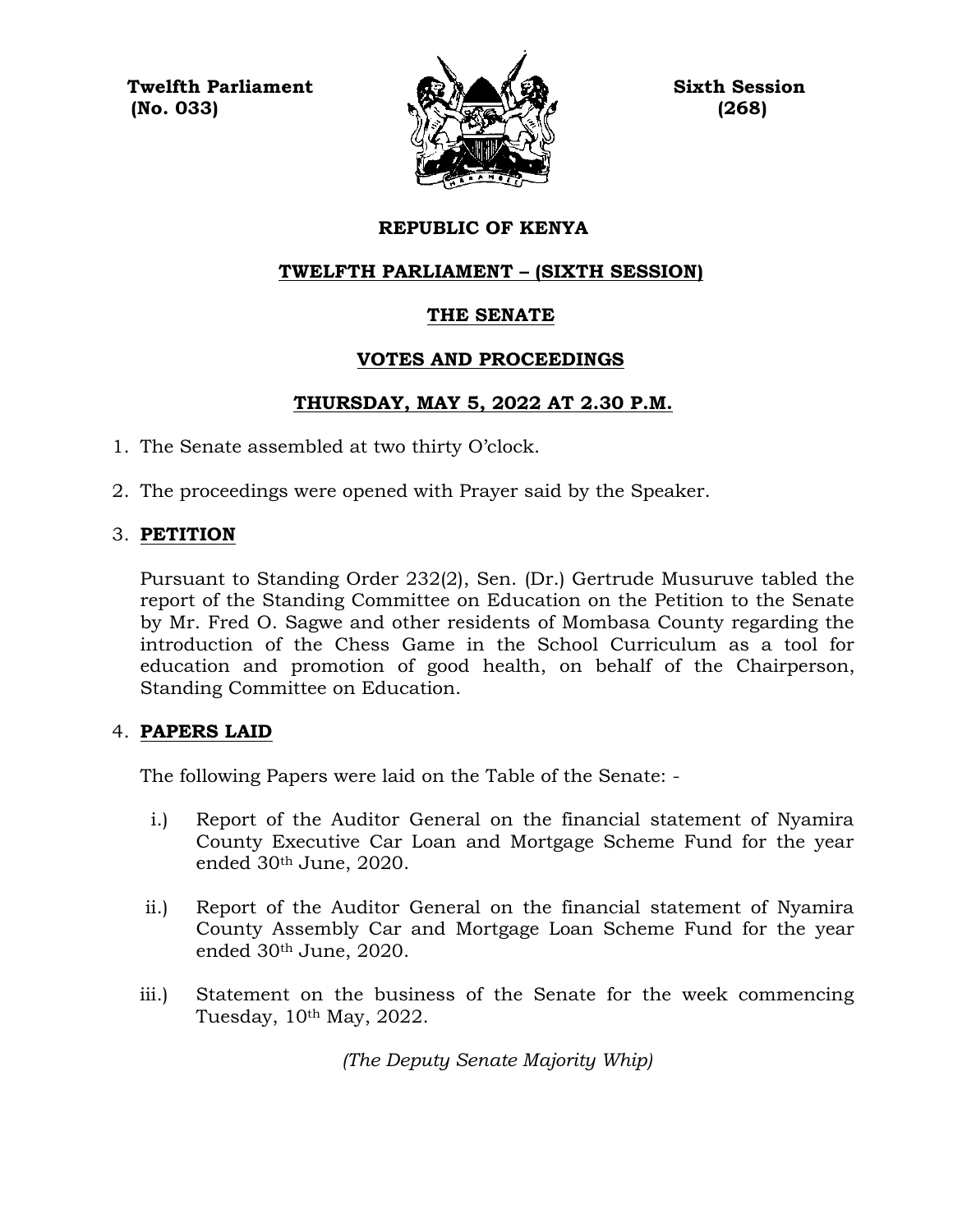**Twelfth Parliament (No. 033)**

**Sixth Session (268)**

## REPUBLIC OF KENYA

## TWELFTH PARLIAMENT – (SIXTH SESSION)

## THE SENATE

## VOTES AND PROCEEDINGS

## THURSDAY, MAY 5, 2022 AT 2.30 P.M.

1. The Senate assembled at two thirty O'clock.

2. The proceedings were opened with Prayer said by the Speaker.

3. **PETITION**

   Pursuant to Standing Order 232(2), Sen. (Dr.) Gertrude Musuruve tabled the report of the Standing Committee on Education on the Petition to the Senate by Mr. Fred O. Sagwe and other residents of Mombasa County regarding the introduction of the Chess Game in the School Curriculum as a tool for education and promotion of good health, on behalf of the Chairperson, Standing Committee on Education.

4. **PAPERS LAID**

   The following Papers were laid on the Table of the Senate: -

   i.) Report of the Auditor General on the financial statement of Nyamira County Executive Car Loan and Mortgage Scheme Fund for the year ended 30th June, 2020.

   ii.) Report of the Auditor General on the financial statement of Nyamira County Assembly Car and Mortgage Loan Scheme Fund for the year ended 30th June, 2020.

   iii.) Statement on the business of the Senate for the week commencing Tuesday, 10th May, 2022.

   *(The Deputy Senate Majority Whip)*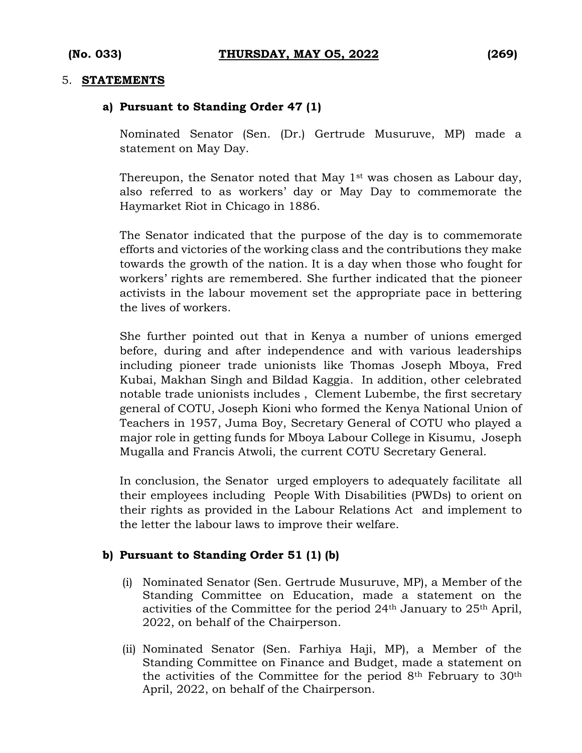5. **STATEMENTS**

**a) Pursuant to Standing Order 47 (1)**

Nominated Senator (Sen. (Dr.) Gertrude Musuruve, MP) made a statement on May Day.

Thereupon, the Senator noted that May 1st was chosen as Labour day, also referred to as workers' day or May Day to commemorate the Haymarket Riot in Chicago in 1886.

The Senator indicated that the purpose of the day is to commemorate efforts and victories of the working class and the contributions they make towards the growth of the nation. It is a day when those who fought for workers' rights are remembered. She further indicated that the pioneer activists in the labour movement set the appropriate pace in bettering the lives of workers.

She further pointed out that in Kenya a number of unions emerged before, during and after independence and with various leaderships including pioneer trade unionists like Thomas Joseph Mboya, Fred Kubai, Makhan Singh and Bildad Kaggia. In addition, other celebrated notable trade unionists includes , Clement Lubembe, the first secretary general of COTU, Joseph Kioni who formed the Kenya National Union of Teachers in 1957, Juma Boy, Secretary General of COTU who played a major role in getting funds for Mboya Labour College in Kisumu, Joseph Mugalla and Francis Atwoli, the current COTU Secretary General.

In conclusion, the Senator urged employers to adequately facilitate all their employees including People With Disabilities (PWDs) to orient on their rights as provided in the Labour Relations Act and implement to the letter the labour laws to improve their welfare.

**b) Pursuant to Standing Order 51 (1) (b)**

(i) Nominated Senator (Sen. Gertrude Musuruve, MP), a Member of the Standing Committee on Education, made a statement on the activities of the Committee for the period 24th January to 25th April, 2022, on behalf of the Chairperson.

(ii) Nominated Senator (Sen. Farhiya Haji, MP), a Member of the Standing Committee on Finance and Budget, made a statement on the activities of the Committee for the period 8th February to 30th April, 2022, on behalf of the Chairperson.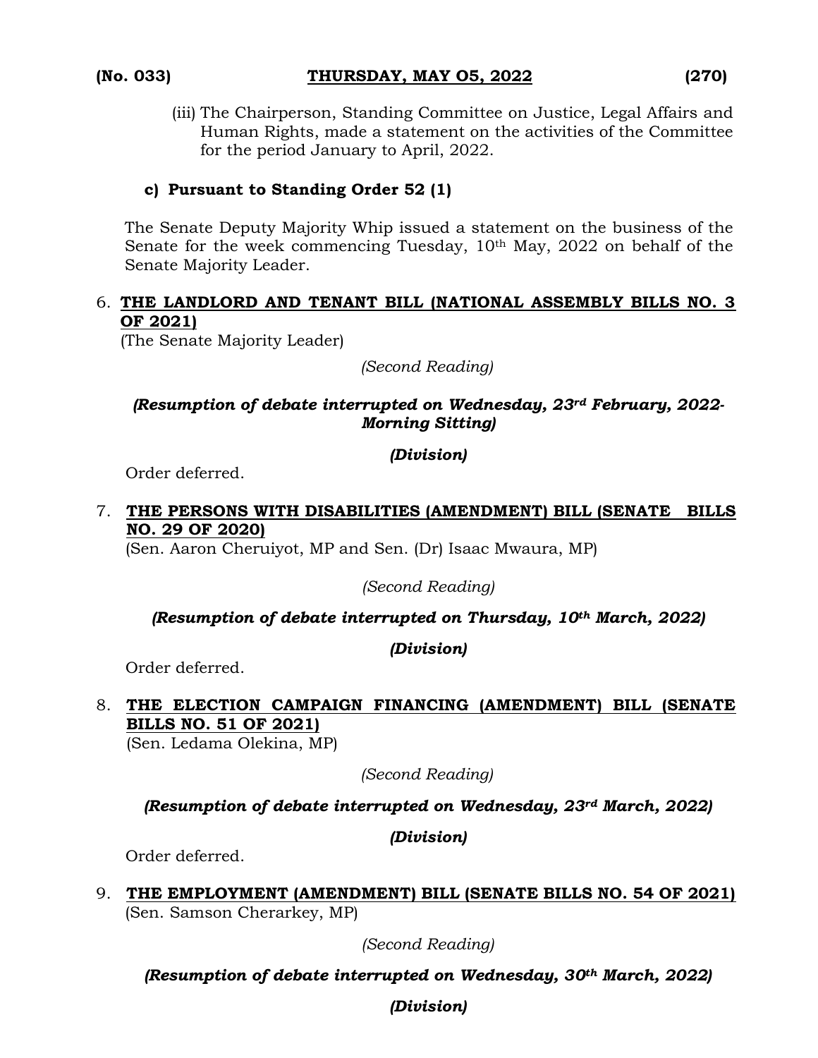(iii) The Chairperson, Standing Committee on Justice, Legal Affairs and Human Rights, made a statement on the activities of the Committee for the period January to April, 2022.

**c) Pursuant to Standing Order 52 (1)**

The Senate Deputy Majority Whip issued a statement on the business of the Senate for the week commencing Tuesday, 10th May, 2022 on behalf of the Senate Majority Leader.

6. **THE LANDLORD AND TENANT BILL (NATIONAL ASSEMBLY BILLS NO. 3 OF 2021)**
(The Senate Majority Leader)

*(Second Reading)*

***(Resumption of debate interrupted on Wednesday, 23rd February, 2022-Morning Sitting)***

***(Division)***

Order deferred.

7. **THE PERSONS WITH DISABILITIES (AMENDMENT) BILL (SENATE BILLS NO. 29 OF 2020)**
(Sen. Aaron Cheruiyot, MP and Sen. (Dr) Isaac Mwaura, MP)

*(Second Reading)*

***(Resumption of debate interrupted on Thursday, 10th March, 2022)***

***(Division)***

Order deferred.

8. **THE ELECTION CAMPAIGN FINANCING (AMENDMENT) BILL (SENATE BILLS NO. 51 OF 2021)**
(Sen. Ledama Olekina, MP)

*(Second Reading)*

***(Resumption of debate interrupted on Wednesday, 23rd March, 2022)***

***(Division)***

Order deferred.

9. **THE EMPLOYMENT (AMENDMENT) BILL (SENATE BILLS NO. 54 OF 2021)**
(Sen. Samson Cherarkey, MP)

*(Second Reading)*

***(Resumption of debate interrupted on Wednesday, 30th March, 2022)***

***(Division)***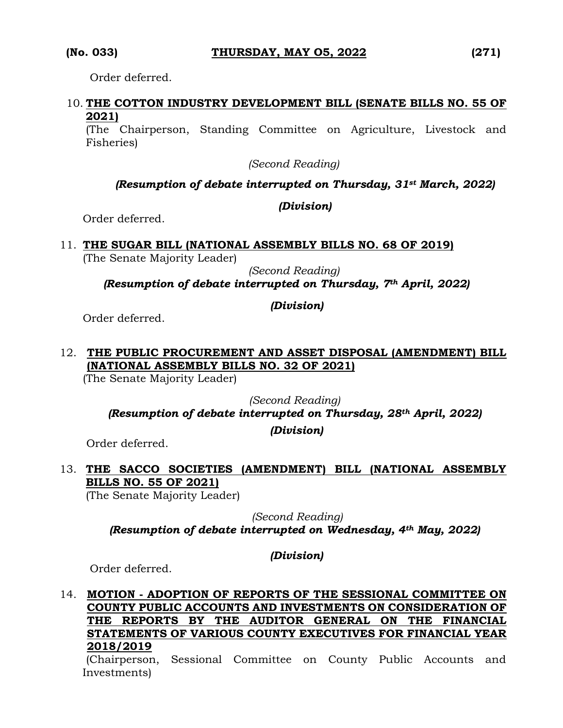Order deferred.

10. **THE COTTON INDUSTRY DEVELOPMENT BILL (SENATE BILLS NO. 55 OF 2021)**
(The Chairperson, Standing Committee on Agriculture, Livestock and Fisheries)

*(Second Reading)*

***(Resumption of debate interrupted on Thursday, 31st March, 2022)***

***(Division)***

Order deferred.

11. **THE SUGAR BILL (NATIONAL ASSEMBLY BILLS NO. 68 OF 2019)**
(The Senate Majority Leader)

*(Second Reading)*

***(Resumption of debate interrupted on Thursday, 7th April, 2022)***

***(Division)***

Order deferred.

12. **THE PUBLIC PROCUREMENT AND ASSET DISPOSAL (AMENDMENT) BILL (NATIONAL ASSEMBLY BILLS NO. 32 OF 2021)**
(The Senate Majority Leader)

*(Second Reading)*

***(Resumption of debate interrupted on Thursday, 28th April, 2022)***

***(Division)***

Order deferred.

13. **THE SACCO SOCIETIES (AMENDMENT) BILL (NATIONAL ASSEMBLY BILLS NO. 55 OF 2021)**
(The Senate Majority Leader)

*(Second Reading)*

***(Resumption of debate interrupted on Wednesday, 4th May, 2022)***

***(Division)***

Order deferred.

14. **MOTION - ADOPTION OF REPORTS OF THE SESSIONAL COMMITTEE ON COUNTY PUBLIC ACCOUNTS AND INVESTMENTS ON CONSIDERATION OF THE REPORTS BY THE AUDITOR GENERAL ON THE FINANCIAL STATEMENTS OF VARIOUS COUNTY EXECUTIVES FOR FINANCIAL YEAR 2018/2019**
(Chairperson, Sessional Committee on County Public Accounts and Investments)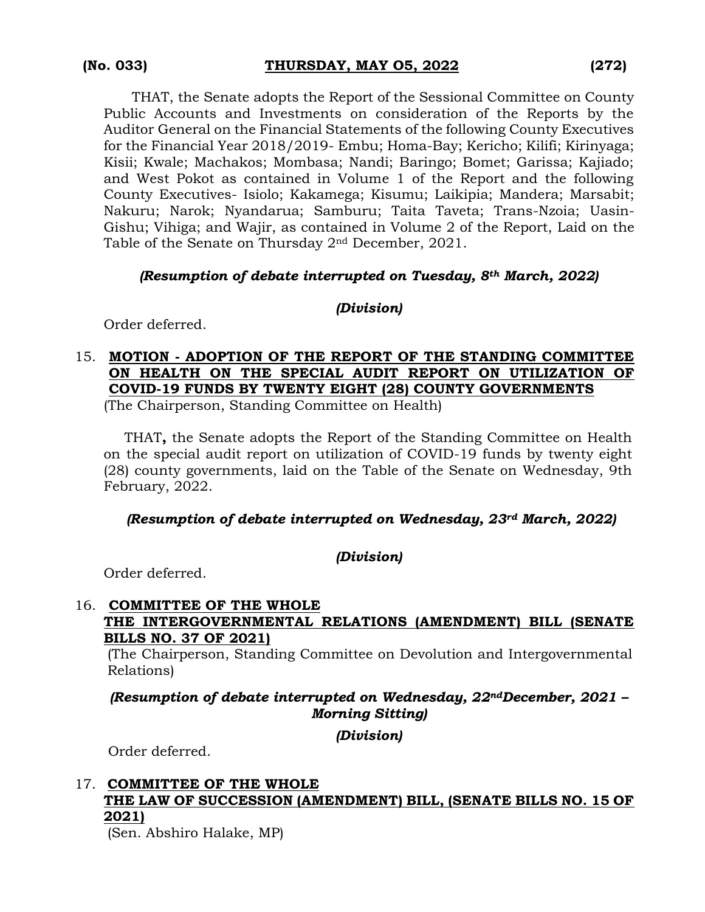THAT, the Senate adopts the Report of the Sessional Committee on County Public Accounts and Investments on consideration of the Reports by the Auditor General on the Financial Statements of the following County Executives for the Financial Year 2018/2019- Embu; Homa-Bay; Kericho; Kilifi; Kirinyaga; Kisii; Kwale; Machakos; Mombasa; Nandi; Baringo; Bomet; Garissa; Kajiado; and West Pokot as contained in Volume 1 of the Report and the following County Executives- Isiolo; Kakamega; Kisumu; Laikipia; Mandera; Marsabit; Nakuru; Narok; Nyandarua; Samburu; Taita Taveta; Trans-Nzoia; Uasin-Gishu; Vihiga; and Wajir, as contained in Volume 2 of the Report, Laid on the Table of the Senate on Thursday 2nd December, 2021.

***(Resumption of debate interrupted on Tuesday, 8th March, 2022)***

***(Division)***

Order deferred.

15. **MOTION - ADOPTION OF THE REPORT OF THE STANDING COMMITTEE ON HEALTH ON THE SPECIAL AUDIT REPORT ON UTILIZATION OF COVID-19 FUNDS BY TWENTY EIGHT (28) COUNTY GOVERNMENTS**
(The Chairperson, Standing Committee on Health)

THAT**,** the Senate adopts the Report of the Standing Committee on Health on the special audit report on utilization of COVID-19 funds by twenty eight (28) county governments, laid on the Table of the Senate on Wednesday, 9th February, 2022.

***(Resumption of debate interrupted on Wednesday, 23rd March, 2022)***

***(Division)***

Order deferred.

16. **COMMITTEE OF THE WHOLE**
**THE INTERGOVERNMENTAL RELATIONS (AMENDMENT) BILL (SENATE BILLS NO. 37 OF 2021)**
(The Chairperson, Standing Committee on Devolution and Intergovernmental Relations)

***(Resumption of debate interrupted on Wednesday, 22nd December, 2021 – Morning Sitting)***

***(Division)***

Order deferred.

17. **COMMITTEE OF THE WHOLE**
**THE LAW OF SUCCESSION (AMENDMENT) BILL, (SENATE BILLS NO. 15 OF 2021)**
(Sen. Abshiro Halake, MP)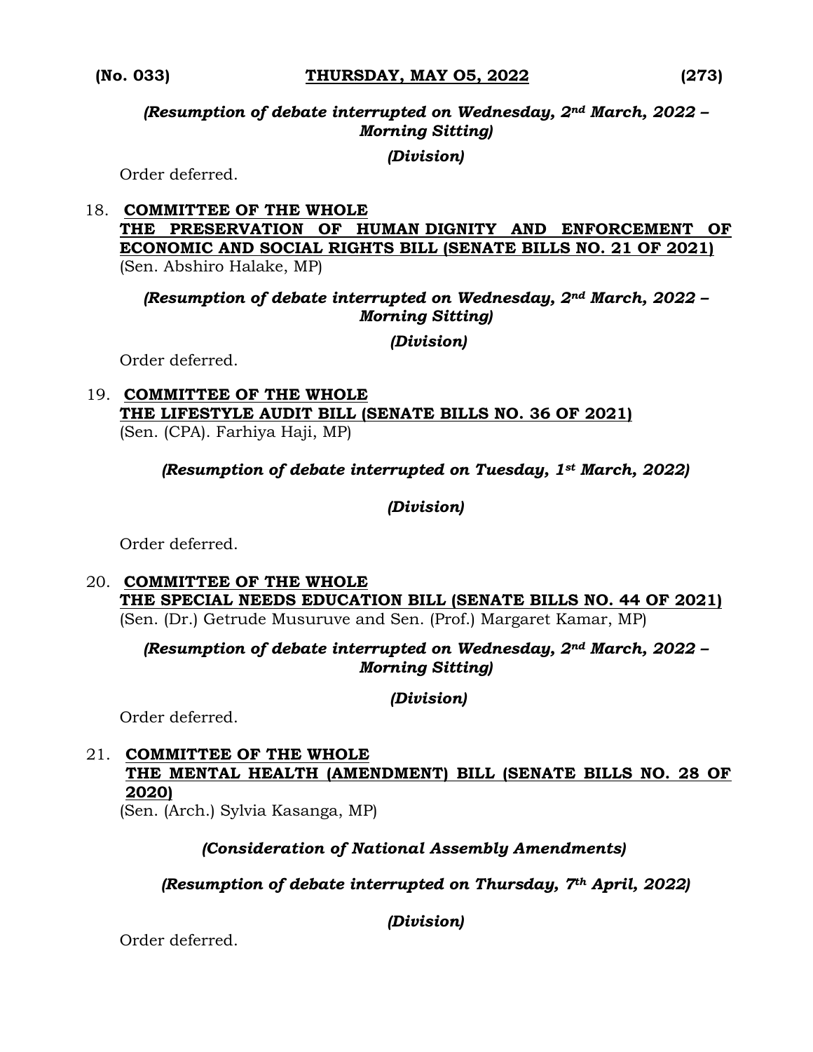*(Resumption of debate interrupted on Wednesday, 2nd March, 2022 – Morning Sitting)*

*(Division)*

Order deferred.

18. **COMMITTEE OF THE WHOLE**
**THE PRESERVATION OF HUMAN DIGNITY AND ENFORCEMENT OF ECONOMIC AND SOCIAL RIGHTS BILL (SENATE BILLS NO. 21 OF 2021)**
(Sen. Abshiro Halake, MP)

*(Resumption of debate interrupted on Wednesday, 2nd March, 2022 – Morning Sitting)*

*(Division)*

Order deferred.

19. **COMMITTEE OF THE WHOLE**
**THE LIFESTYLE AUDIT BILL (SENATE BILLS NO. 36 OF 2021)**
(Sen. (CPA). Farhiya Haji, MP)

*(Resumption of debate interrupted on Tuesday, 1st March, 2022)*

*(Division)*

Order deferred.

20. **COMMITTEE OF THE WHOLE**
**THE SPECIAL NEEDS EDUCATION BILL (SENATE BILLS NO. 44 OF 2021)**
(Sen. (Dr.) Getrude Musuruve and Sen. (Prof.) Margaret Kamar, MP)

*(Resumption of debate interrupted on Wednesday, 2nd March, 2022 – Morning Sitting)*

*(Division)*

Order deferred.

21. **COMMITTEE OF THE WHOLE**
**THE MENTAL HEALTH (AMENDMENT) BILL (SENATE BILLS NO. 28 OF 2020)**
(Sen. (Arch.) Sylvia Kasanga, MP)

*(Consideration of National Assembly Amendments)*

*(Resumption of debate interrupted on Thursday, 7th April, 2022)*

*(Division)*

Order deferred.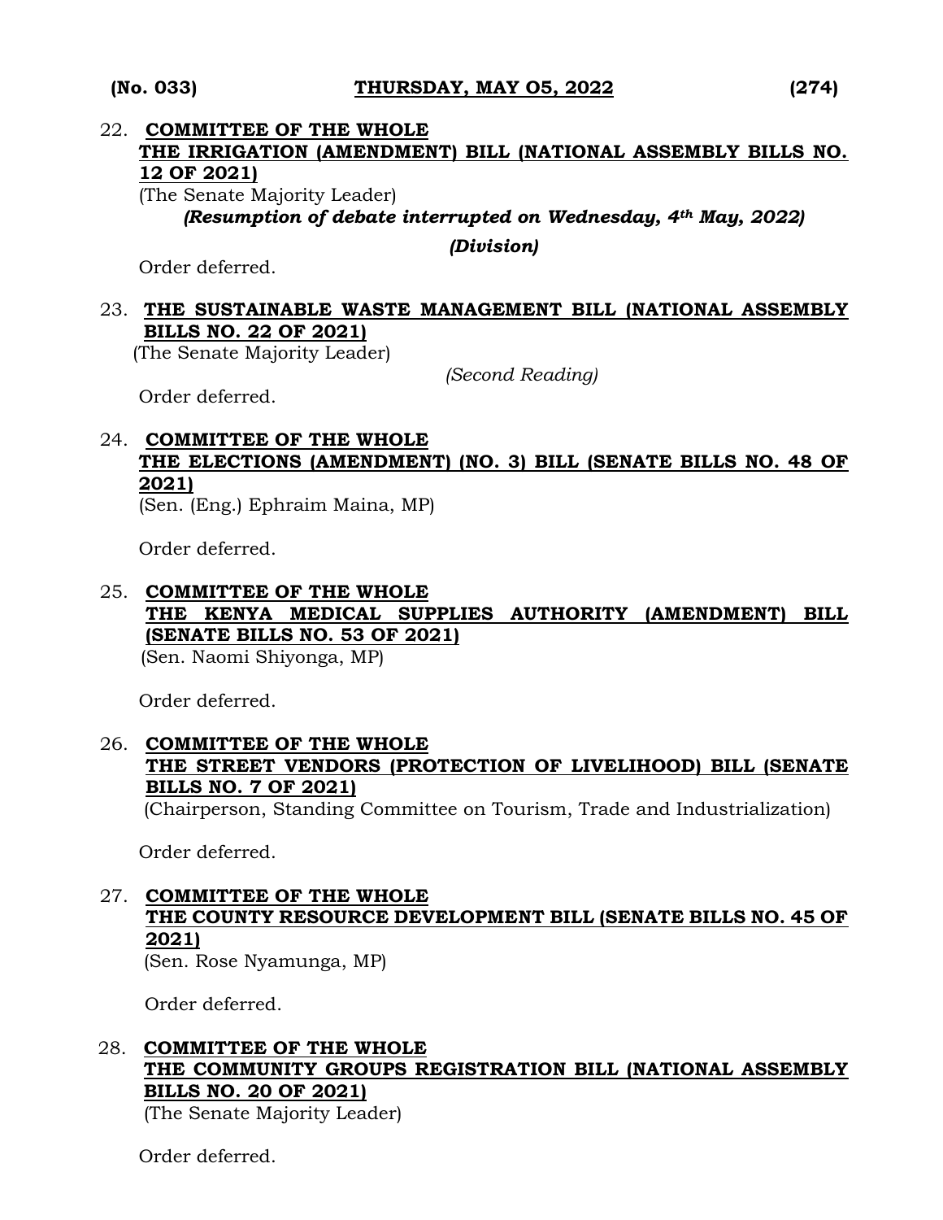22. **COMMITTEE OF THE WHOLE**
**THE IRRIGATION (AMENDMENT) BILL (NATIONAL ASSEMBLY BILLS NO. 12 OF 2021)**
(The Senate Majority Leader)
***(Resumption of debate interrupted on Wednesday, 4th May, 2022)***
***(Division)***

Order deferred.

23. **THE SUSTAINABLE WASTE MANAGEMENT BILL (NATIONAL ASSEMBLY BILLS NO. 22 OF 2021)**
(The Senate Majority Leader)
*(Second Reading)*

Order deferred.

24. **COMMITTEE OF THE WHOLE**
**THE ELECTIONS (AMENDMENT) (NO. 3) BILL (SENATE BILLS NO. 48 OF 2021)**
(Sen. (Eng.) Ephraim Maina, MP)

Order deferred.

25. **COMMITTEE OF THE WHOLE**
**THE KENYA MEDICAL SUPPLIES AUTHORITY (AMENDMENT) BILL (SENATE BILLS NO. 53 OF 2021)**
(Sen. Naomi Shiyonga, MP)

Order deferred.

26. **COMMITTEE OF THE WHOLE**
**THE STREET VENDORS (PROTECTION OF LIVELIHOOD) BILL (SENATE BILLS NO. 7 OF 2021)**
(Chairperson, Standing Committee on Tourism, Trade and Industrialization)

Order deferred.

27. **COMMITTEE OF THE WHOLE**
**THE COUNTY RESOURCE DEVELOPMENT BILL (SENATE BILLS NO. 45 OF 2021)**
(Sen. Rose Nyamunga, MP)

Order deferred.

28. **COMMITTEE OF THE WHOLE**
**THE COMMUNITY GROUPS REGISTRATION BILL (NATIONAL ASSEMBLY BILLS NO. 20 OF 2021)**
(The Senate Majority Leader)

Order deferred.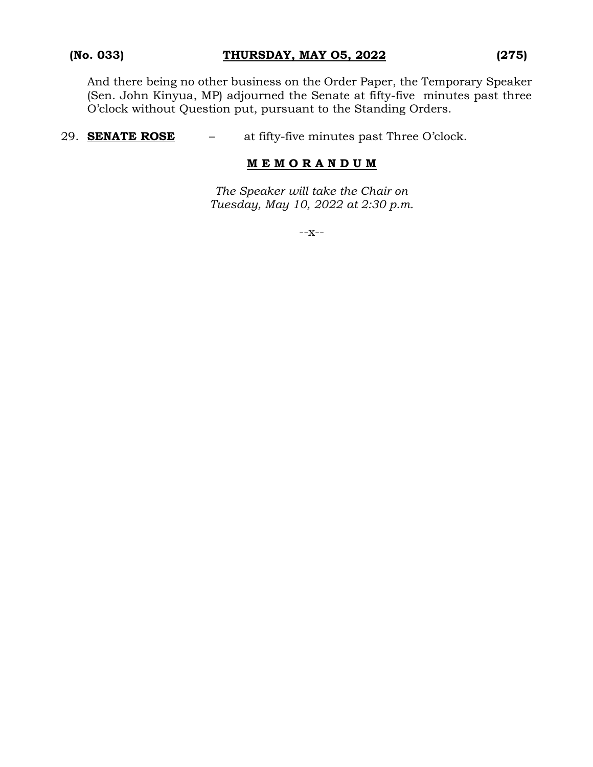And there being no other business on the Order Paper, the Temporary Speaker (Sen. John Kinyua, MP) adjourned the Senate at fifty-five minutes past three O'clock without Question put, pursuant to the Standing Orders.

29. **SENATE ROSE** – at fifty-five minutes past Three O'clock.

**M E M O R A N D U M**

*The Speaker will take the Chair on Tuesday, May 10, 2022 at 2:30 p.m.*

--x--